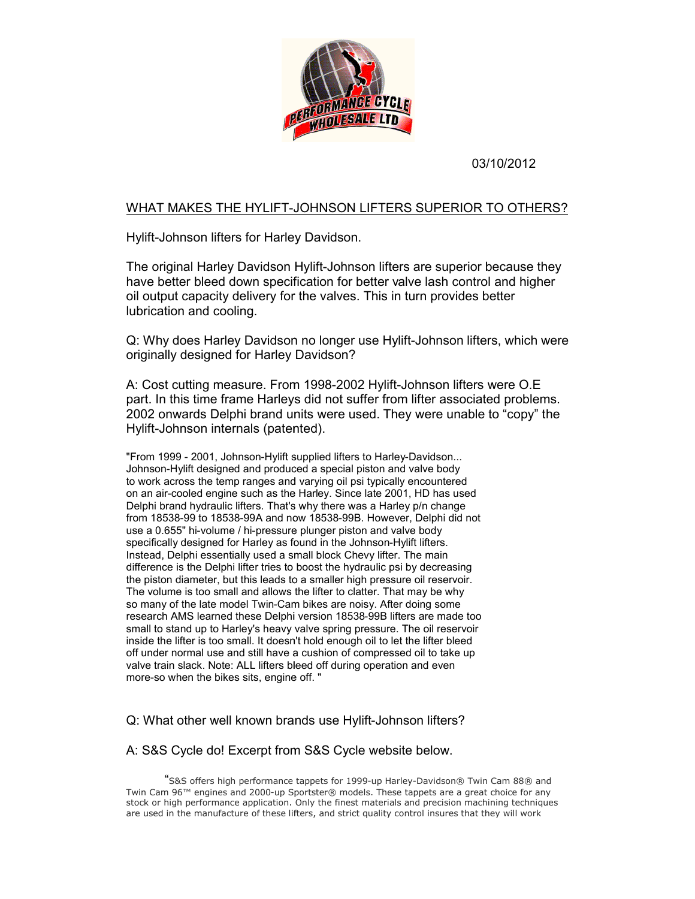03/10/2012

## WHAT MAKES THE HYLIFT-JOHNSON LIFTERS SUPERIOR TO OTHERS?

Hylift-Johnson lifters for Harley Davidson.

The original Harley Davidson Hylift-Johnson lifters are superior because they have better bleed down specification for better valve lash control and higher oil output capacity delivery for the valves. This in turn provides better lubrication and cooling.

Q: Why does Harley Davidson no longer use Hylift-Johnson lifters, which were originally designed for Harley Davidson?

A: Cost cutting measure. From 1998-2002 Hylift-Johnson lifters were O.E part. In this time frame Harleys did not suffer from lifter associated problems. 2002 onwards Delphi brand units were used. They were unable to "copy" the Hylift-Johnson internals (patented).

"From 1999 - 2001, Johnson-Hylift supplied lifters to Harley-Davidson... Johnson-Hylift designed and produced a special piston and valve body to work across the temp ranges and varying oil psi typically encountered on an air-cooled engine such as the Harley. Since late 2001, HD has used Delphi brand hydraulic lifters. That's why there was a Harley p/n change from 18538-99 to 18538-99A and now 18538-99B. However, Delphi did not use a 0.655" hi-volume / hi-pressure plunger piston and valve body specifically designed for Harley as found in the Johnson-Hylift lifters. Instead, Delphi essentially used a small block Chevy lifter. The main difference is the Delphi lifter tries to boost the hydraulic psi by decreasing the piston diameter, but this leads to a smaller high pressure oil reservoir. The volume is too small and allows the lifter to clatter. That may be why so many of the late model Twin-Cam bikes are noisy. After doing some research AMS learned these Delphi version 18538-99B lifters are made too small to stand up to Harley's heavy valve spring pressure. The oil reservoir inside the lifter is too small. It doesn't hold enough oil to let the lifter bleed off under normal use and still have a cushion of compressed oil to take up valve train slack. Note: ALL lifters bleed off during operation and even more-so when the bikes sits, engine off. "

Q: What other well known brands use Hylift-Johnson lifters?

A: S&S Cycle do! Excerpt from S&S Cycle website below.

"S&S offers high performance tappets for 1999-up Harley-Davidson® Twin Cam 88® and Twin Cam 96™ engines and 2000-up Sportster® models. These tappets are a great choice for any stock or high performance application. Only the finest materials and precision machining techniques are used in the manufacture of these lifters, and strict quality control insures that they will work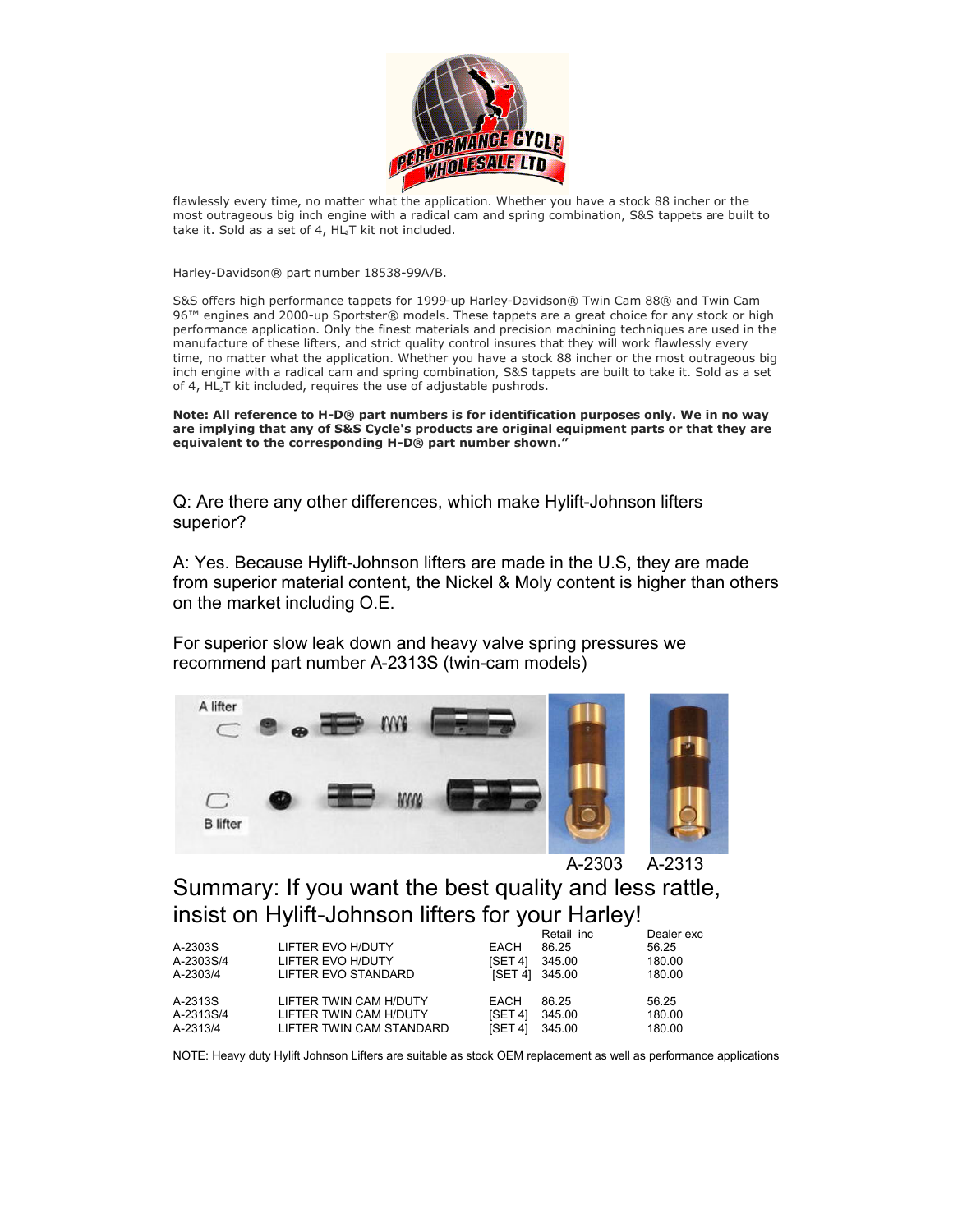flawlessly every time, no matter what the application. Whether you have a stock 88 incher or the most outrageous big inch engine with a radical cam and spring combination, S&S tappets are built to take it. Sold as a set of 4, $HL_2T$ kit not included.

Harley-Davidson® part number 18538-99A/B.

S&S offers high performance tappets for 1999-up Harley-Davidson® Twin Cam 88® and Twin Cam 96™ engines and 2000-up Sportster® models. These tappets are a great choice for any stock or high performance application. Only the finest materials and precision machining techniques are used in the manufacture of these lifters, and strict quality control insures that they will work flawlessly every time, no matter what the application. Whether you have a stock 88 incher or the most outrageous big inch engine with a radical cam and spring combination, S&S tappets are built to take it. Sold as a set of 4, $HL_2T$ kit included, requires the use of adjustable pushrods.

**Note: All reference to H-D® part numbers is for identification purposes only. We in no way are implying that any of S&S Cycle's products are original equipment parts or that they are equivalent to the corresponding H-D® part number shown."**

Q: Are there any other differences, which make Hylift-Johnson lifters superior?

A: Yes. Because Hylift-Johnson lifters are made in the U.S, they are made from superior material content, the Nickel & Moly content is higher than others on the market including O.E.

For superior slow leak down and heavy valve spring pressures we recommend part number A-2313S (twin-cam models)

A lifter

B lifter

A-2303 A-2313

## Summary: If you want the best quality and less rattle, insist on Hylift-Johnson lifters for your Harley!

| | | | Retail inc | Dealer exc |
|---|---|---|---|---|
| A-2303S | LIFTER EVO H/DUTY | EACH | 86.25 | 56.25 |
| A-2303S/4 | LIFTER EVO H/DUTY | [SET 4] | 345.00 | 180.00 |
| A-2303/4 | LIFTER EVO STANDARD | [SET 4] | 345.00 | 180.00 |
| | | | | |
| A-2313S | LIFTER TWIN CAM H/DUTY | EACH | 86.25 | 56.25 |
| A-2313S/4 | LIFTER TWIN CAM H/DUTY | [SET 4] | 345.00 | 180.00 |
| A-2313/4 | LIFTER TWIN CAM STANDARD | [SET 4] | 345.00 | 180.00 |

NOTE: Heavy duty Hylift Johnson Lifters are suitable as stock OEM replacement as well as performance applications